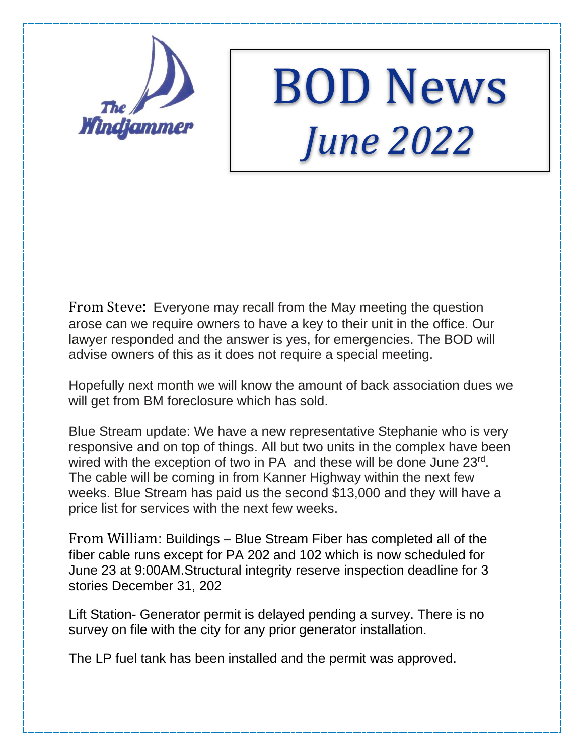The Windjammer

# BOD News

## *June 2022*

From Steve: Everyone may recall from the May meeting the question arose can we require owners to have a key to their unit in the office. Our lawyer responded and the answer is yes, for emergencies. The BOD will advise owners of this as it does not require a special meeting.

Hopefully next month we will know the amount of back association dues we will get from BM foreclosure which has sold.

Blue Stream update: We have a new representative Stephanie who is very responsive and on top of things. All but two units in the complex have been wired with the exception of two in PA and these will be done June 23rd. The cable will be coming in from Kanner Highway within the next few weeks. Blue Stream has paid us the second $13,000 and they will have a price list for services with the next few weeks.

From William: Buildings – Blue Stream Fiber has completed all of the fiber cable runs except for PA 202 and 102 which is now scheduled for June 23 at 9:00AM.Structural integrity reserve inspection deadline for 3 stories December 31, 202

Lift Station- Generator permit is delayed pending a survey. There is no survey on file with the city for any prior generator installation.

The LP fuel tank has been installed and the permit was approved.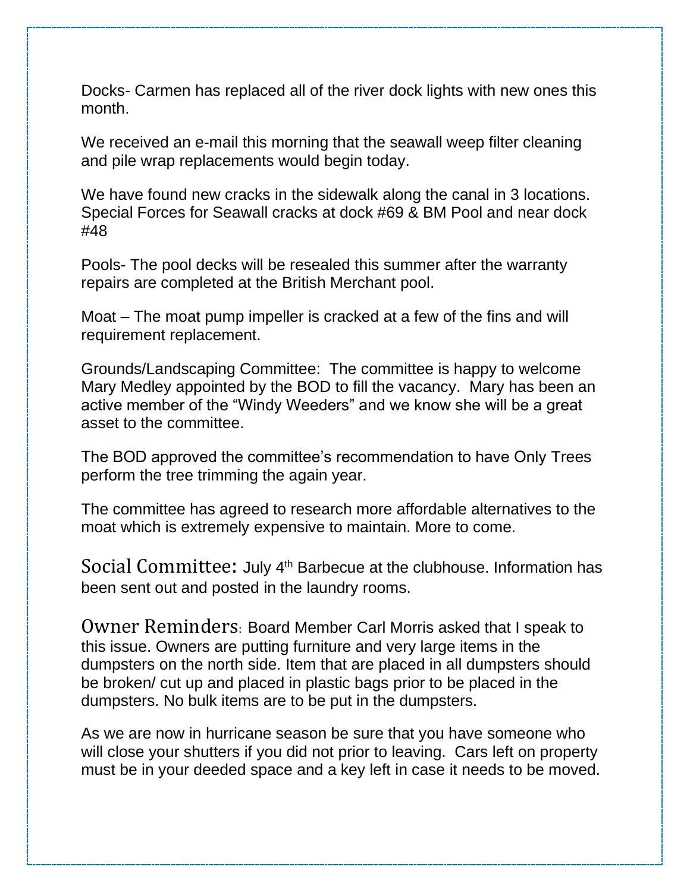Docks- Carmen has replaced all of the river dock lights with new ones this month.

We received an e-mail this morning that the seawall weep filter cleaning and pile wrap replacements would begin today.

We have found new cracks in the sidewalk along the canal in 3 locations. Special Forces for Seawall cracks at dock #69 & BM Pool and near dock #48

Pools- The pool decks will be resealed this summer after the warranty repairs are completed at the British Merchant pool.

Moat – The moat pump impeller is cracked at a few of the fins and will requirement replacement.

Grounds/Landscaping Committee: The committee is happy to welcome Mary Medley appointed by the BOD to fill the vacancy. Mary has been an active member of the "Windy Weeders" and we know she will be a great asset to the committee.

The BOD approved the committee's recommendation to have Only Trees perform the tree trimming the again year.

The committee has agreed to research more affordable alternatives to the moat which is extremely expensive to maintain. More to come.

Social Committee: July 4th Barbecue at the clubhouse. Information has been sent out and posted in the laundry rooms.

Owner Reminders: Board Member Carl Morris asked that I speak to this issue. Owners are putting furniture and very large items in the dumpsters on the north side. Item that are placed in all dumpsters should be broken/ cut up and placed in plastic bags prior to be placed in the dumpsters. No bulk items are to be put in the dumpsters.

As we are now in hurricane season be sure that you have someone who will close your shutters if you did not prior to leaving. Cars left on property must be in your deeded space and a key left in case it needs to be moved.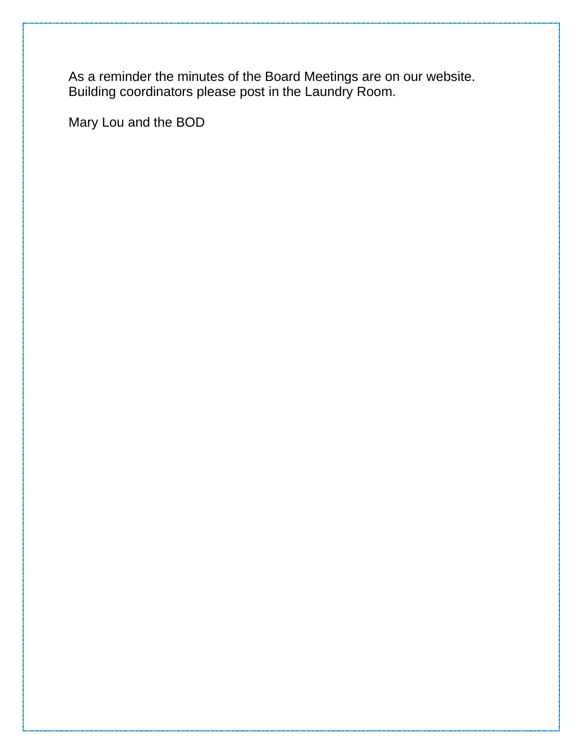As a reminder the minutes of the Board Meetings are on our website.
Building coordinators please post in the Laundry Room.

Mary Lou and the BOD